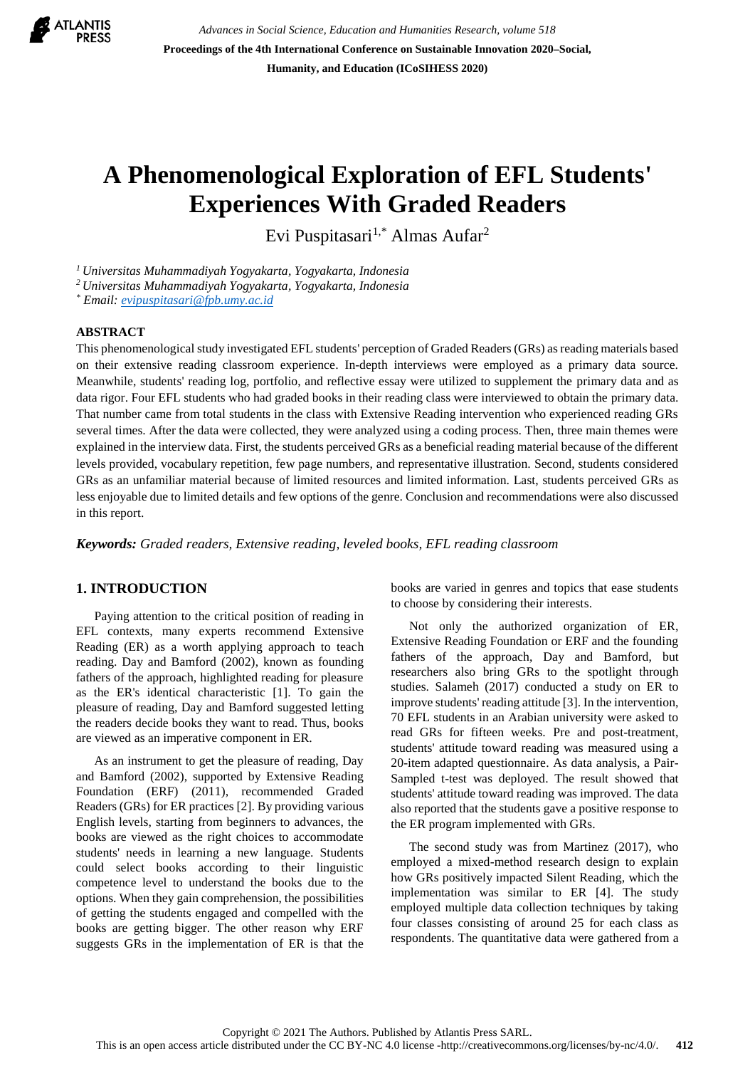# A Phenomenological Exploration of EFL Students' Experiences With Graded Readers

Evi Puspitasari[1,*] Almas Aufar[2]

[1] *Universitas Muhammadiyah Yogyakarta, Yogyakarta, Indonesia*
[2] *Universitas Muhammadiyah Yogyakarta, Yogyakarta, Indonesia*
[*] *Email: evipuspitasari@fpb.umy.ac.id*

## ABSTRACT

This phenomenological study investigated EFL students' perception of Graded Readers (GRs) as reading materials based on their extensive reading classroom experience. In-depth interviews were employed as a primary data source. Meanwhile, students' reading log, portfolio, and reflective essay were utilized to supplement the primary data and as data rigor. Four EFL students who had graded books in their reading class were interviewed to obtain the primary data. That number came from total students in the class with Extensive Reading intervention who experienced reading GRs several times. After the data were collected, they were analyzed using a coding process. Then, three main themes were explained in the interview data. First, the students perceived GRs as a beneficial reading material because of the different levels provided, vocabulary repetition, few page numbers, and representative illustration. Second, students considered GRs as an unfamiliar material because of limited resources and limited information. Last, students perceived GRs as less enjoyable due to limited details and few options of the genre. Conclusion and recommendations were also discussed in this report.

***Keywords:*** *Graded readers, Extensive reading, leveled books, EFL reading classroom*

## 1. INTRODUCTION

Paying attention to the critical position of reading in EFL contexts, many experts recommend Extensive Reading (ER) as a worth applying approach to teach reading. Day and Bamford (2002), known as founding fathers of the approach, highlighted reading for pleasure as the ER's identical characteristic [1]. To gain the pleasure of reading, Day and Bamford suggested letting the readers decide books they want to read. Thus, books are viewed as an imperative component in ER.

As an instrument to get the pleasure of reading, Day and Bamford (2002), supported by Extensive Reading Foundation (ERF) (2011), recommended Graded Readers (GRs) for ER practices [2]. By providing various English levels, starting from beginners to advances, the books are viewed as the right choices to accommodate students' needs in learning a new language. Students could select books according to their linguistic competence level to understand the books due to the options. When they gain comprehension, the possibilities of getting the students engaged and compelled with the books are getting bigger. The other reason why ERF suggests GRs in the implementation of ER is that the books are varied in genres and topics that ease students to choose by considering their interests.

Not only the authorized organization of ER, Extensive Reading Foundation or ERF and the founding fathers of the approach, Day and Bamford, but researchers also bring GRs to the spotlight through studies. Salameh (2017) conducted a study on ER to improve students' reading attitude [3]. In the intervention, 70 EFL students in an Arabian university were asked to read GRs for fifteen weeks. Pre and post-treatment, students' attitude toward reading was measured using a 20-item adapted questionnaire. As data analysis, a Pair-Sampled t-test was deployed. The result showed that students' attitude toward reading was improved. The data also reported that the students gave a positive response to the ER program implemented with GRs.

The second study was from Martinez (2017), who employed a mixed-method research design to explain how GRs positively impacted Silent Reading, which the implementation was similar to ER [4]. The study employed multiple data collection techniques by taking four classes consisting of around 25 for each class as respondents. The quantitative data were gathered from a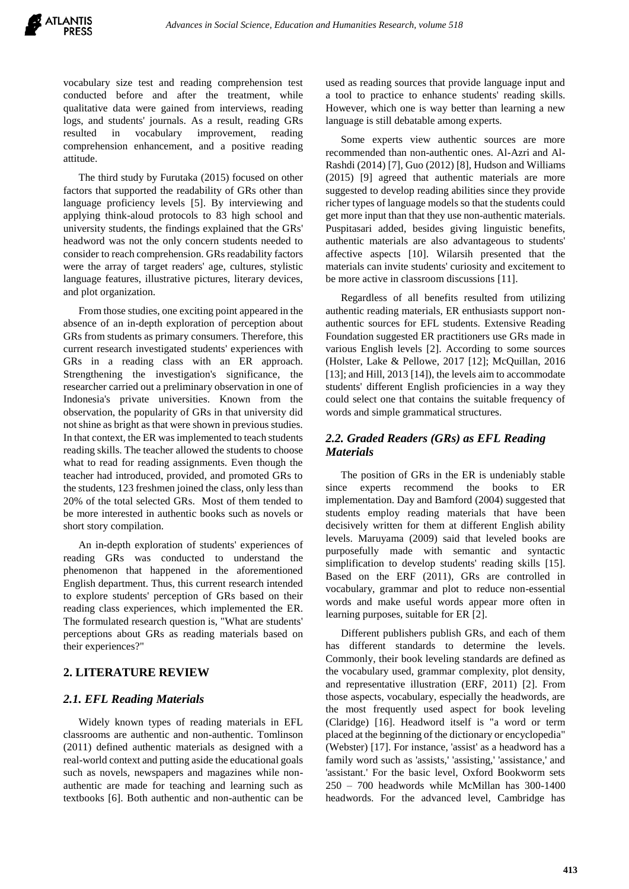vocabulary size test and reading comprehension test conducted before and after the treatment, while qualitative data were gained from interviews, reading logs, and students' journals. As a result, reading GRs resulted in vocabulary improvement, reading comprehension enhancement, and a positive reading attitude.

The third study by Furutaka (2015) focused on other factors that supported the readability of GRs other than language proficiency levels [5]. By interviewing and applying think-aloud protocols to 83 high school and university students, the findings explained that the GRs' headword was not the only concern students needed to consider to reach comprehension. GRs readability factors were the array of target readers' age, cultures, stylistic language features, illustrative pictures, literary devices, and plot organization.

From those studies, one exciting point appeared in the absence of an in-depth exploration of perception about GRs from students as primary consumers. Therefore, this current research investigated students' experiences with GRs in a reading class with an ER approach. Strengthening the investigation's significance, the researcher carried out a preliminary observation in one of Indonesia's private universities. Known from the observation, the popularity of GRs in that university did not shine as bright as that were shown in previous studies. In that context, the ER was implemented to teach students reading skills. The teacher allowed the students to choose what to read for reading assignments. Even though the teacher had introduced, provided, and promoted GRs to the students, 123 freshmen joined the class, only less than 20% of the total selected GRs. Most of them tended to be more interested in authentic books such as novels or short story compilation.

An in-depth exploration of students' experiences of reading GRs was conducted to understand the phenomenon that happened in the aforementioned English department. Thus, this current research intended to explore students' perception of GRs based on their reading class experiences, which implemented the ER. The formulated research question is, "What are students' perceptions about GRs as reading materials based on their experiences?"

## 2. LITERATURE REVIEW

### *2.1. EFL Reading Materials*

Widely known types of reading materials in EFL classrooms are authentic and non-authentic. Tomlinson (2011) defined authentic materials as designed with a real-world context and putting aside the educational goals such as novels, newspapers and magazines while non-authentic are made for teaching and learning such as textbooks [6]. Both authentic and non-authentic can be used as reading sources that provide language input and a tool to practice to enhance students' reading skills. However, which one is way better than learning a new language is still debatable among experts.

Some experts view authentic sources are more recommended than non-authentic ones. Al-Azri and Al-Rashdi (2014) [7], Guo (2012) [8], Hudson and Williams (2015) [9] agreed that authentic materials are more suggested to develop reading abilities since they provide richer types of language models so that the students could get more input than that they use non-authentic materials. Puspitasari added, besides giving linguistic benefits, authentic materials are also advantageous to students' affective aspects [10]. Wilarsih presented that the materials can invite students' curiosity and excitement to be more active in classroom discussions [11].

Regardless of all benefits resulted from utilizing authentic reading materials, ER enthusiasts support non-authentic sources for EFL students. Extensive Reading Foundation suggested ER practitioners use GRs made in various English levels [2]. According to some sources (Holster, Lake & Pellowe, 2017 [12]; McQuillan, 2016 [13]; and Hill, 2013 [14]), the levels aim to accommodate students' different English proficiencies in a way they could select one that contains the suitable frequency of words and simple grammatical structures.

### *2.2. Graded Readers (GRs) as EFL Reading Materials*

The position of GRs in the ER is undeniably stable since experts recommend the books to ER implementation. Day and Bamford (2004) suggested that students employ reading materials that have been decisively written for them at different English ability levels. Maruyama (2009) said that leveled books are purposefully made with semantic and syntactic simplification to develop students' reading skills [15]. Based on the ERF (2011), GRs are controlled in vocabulary, grammar and plot to reduce non-essential words and make useful words appear more often in learning purposes, suitable for ER [2].

Different publishers publish GRs, and each of them has different standards to determine the levels. Commonly, their book leveling standards are defined as the vocabulary used, grammar complexity, plot density, and representative illustration (ERF, 2011) [2]. From those aspects, vocabulary, especially the headwords, are the most frequently used aspect for book leveling (Claridge) [16]. Headword itself is "a word or term placed at the beginning of the dictionary or encyclopedia" (Webster) [17]. For instance, 'assist' as a headword has a family word such as 'assists,' 'assisting,' 'assistance,' and 'assistant.' For the basic level, Oxford Bookworm sets 250 – 700 headwords while McMillan has 300-1400 headwords. For the advanced level, Cambridge has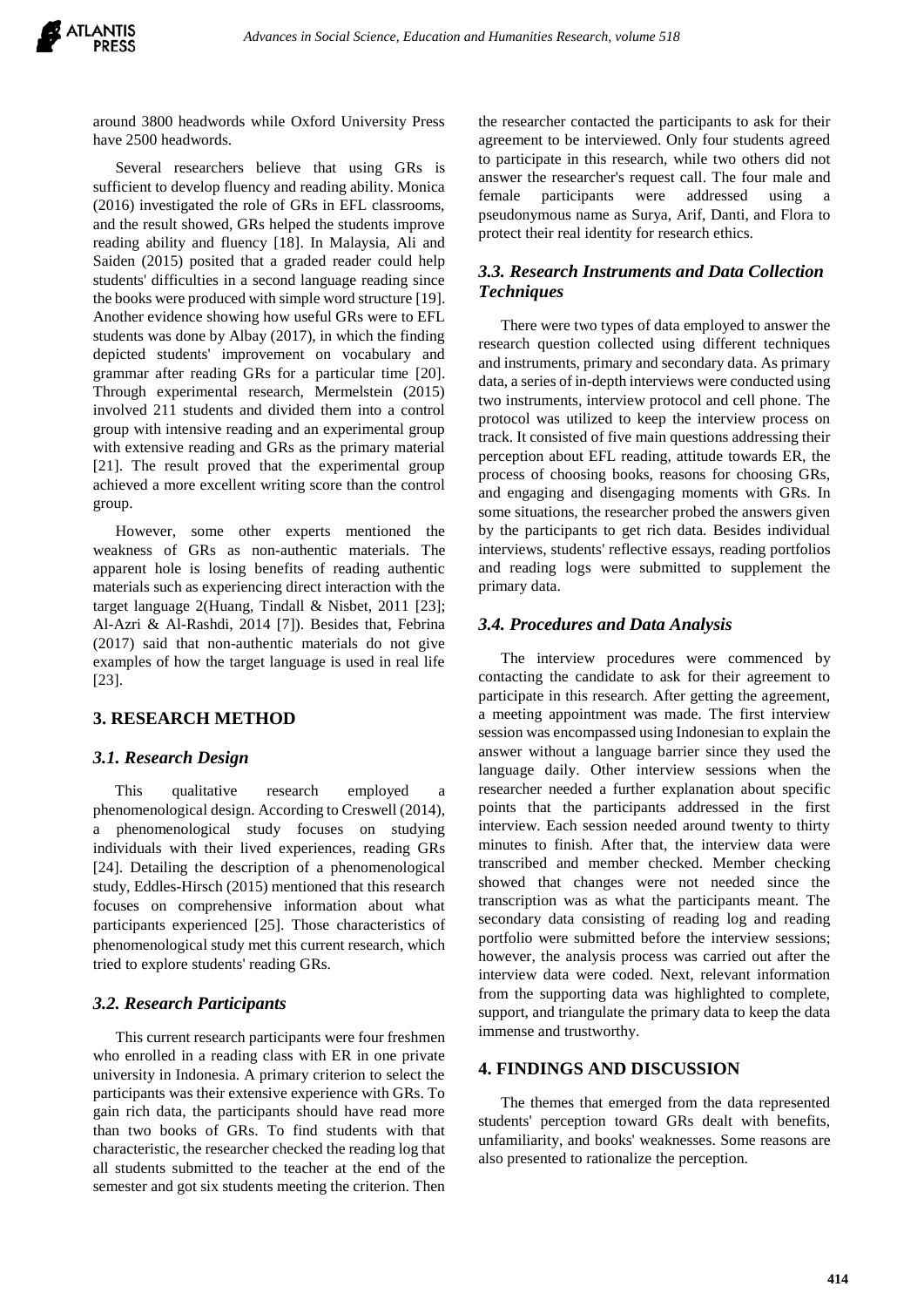around 3800 headwords while Oxford University Press have 2500 headwords.

Several researchers believe that using GRs is sufficient to develop fluency and reading ability. Monica (2016) investigated the role of GRs in EFL classrooms, and the result showed, GRs helped the students improve reading ability and fluency [18]. In Malaysia, Ali and Saiden (2015) posited that a graded reader could help students' difficulties in a second language reading since the books were produced with simple word structure [19]. Another evidence showing how useful GRs were to EFL students was done by Albay (2017), in which the finding depicted students' improvement on vocabulary and grammar after reading GRs for a particular time [20]. Through experimental research, Mermelstein (2015) involved 211 students and divided them into a control group with intensive reading and an experimental group with extensive reading and GRs as the primary material [21]. The result proved that the experimental group achieved a more excellent writing score than the control group.

However, some other experts mentioned the weakness of GRs as non-authentic materials. The apparent hole is losing benefits of reading authentic materials such as experiencing direct interaction with the target language 2(Huang, Tindall & Nisbet, 2011 [23]; Al-Azri & Al-Rashdi, 2014 [7]). Besides that, Febrina (2017) said that non-authentic materials do not give examples of how the target language is used in real life [23].

## 3. RESEARCH METHOD

### 3.1. Research Design

This qualitative research employed a phenomenological design. According to Creswell (2014), a phenomenological study focuses on studying individuals with their lived experiences, reading GRs [24]. Detailing the description of a phenomenological study, Eddles-Hirsch (2015) mentioned that this research focuses on comprehensive information about what participants experienced [25]. Those characteristics of phenomenological study met this current research, which tried to explore students' reading GRs.

### 3.2. Research Participants

This current research participants were four freshmen who enrolled in a reading class with ER in one private university in Indonesia. A primary criterion to select the participants was their extensive experience with GRs. To gain rich data, the participants should have read more than two books of GRs. To find students with that characteristic, the researcher checked the reading log that all students submitted to the teacher at the end of the semester and got six students meeting the criterion. Then the researcher contacted the participants to ask for their agreement to be interviewed. Only four students agreed to participate in this research, while two others did not answer the researcher's request call. The four male and female participants were addressed using a pseudonymous name as Surya, Arif, Danti, and Flora to protect their real identity for research ethics.

### 3.3. Research Instruments and Data Collection Techniques

There were two types of data employed to answer the research question collected using different techniques and instruments, primary and secondary data. As primary data, a series of in-depth interviews were conducted using two instruments, interview protocol and cell phone. The protocol was utilized to keep the interview process on track. It consisted of five main questions addressing their perception about EFL reading, attitude towards ER, the process of choosing books, reasons for choosing GRs, and engaging and disengaging moments with GRs. In some situations, the researcher probed the answers given by the participants to get rich data. Besides individual interviews, students' reflective essays, reading portfolios and reading logs were submitted to supplement the primary data.

### 3.4. Procedures and Data Analysis

The interview procedures were commenced by contacting the candidate to ask for their agreement to participate in this research. After getting the agreement, a meeting appointment was made. The first interview session was encompassed using Indonesian to explain the answer without a language barrier since they used the language daily. Other interview sessions when the researcher needed a further explanation about specific points that the participants addressed in the first interview. Each session needed around twenty to thirty minutes to finish. After that, the interview data were transcribed and member checked. Member checking showed that changes were not needed since the transcription was as what the participants meant. The secondary data consisting of reading log and reading portfolio were submitted before the interview sessions; however, the analysis process was carried out after the interview data were coded. Next, relevant information from the supporting data was highlighted to complete, support, and triangulate the primary data to keep the data immense and trustworthy.

## 4. FINDINGS AND DISCUSSION

The themes that emerged from the data represented students' perception toward GRs dealt with benefits, unfamiliarity, and books' weaknesses. Some reasons are also presented to rationalize the perception.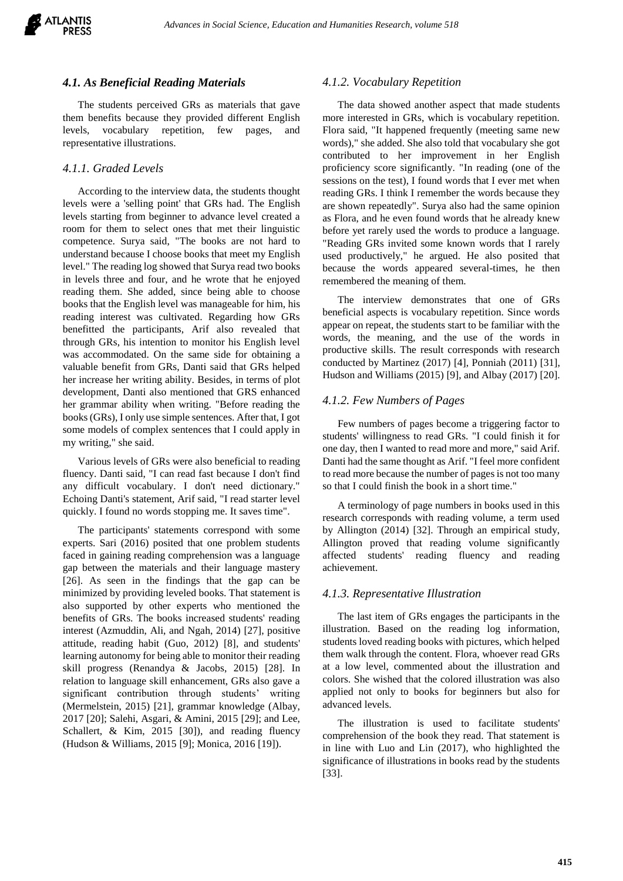### 4.1. As Beneficial Reading Materials

The students perceived GRs as materials that gave them benefits because they provided different English levels, vocabulary repetition, few pages, and representative illustrations.

#### 4.1.1. Graded Levels

According to the interview data, the students thought levels were a 'selling point' that GRs had. The English levels starting from beginner to advance level created a room for them to select ones that met their linguistic competence. Surya said, "The books are not hard to understand because I choose books that meet my English level." The reading log showed that Surya read two books in levels three and four, and he wrote that he enjoyed reading them. She added, since being able to choose books that the English level was manageable for him, his reading interest was cultivated. Regarding how GRs benefitted the participants, Arif also revealed that through GRs, his intention to monitor his English level was accommodated. On the same side for obtaining a valuable benefit from GRs, Danti said that GRs helped her increase her writing ability. Besides, in terms of plot development, Danti also mentioned that GRS enhanced her grammar ability when writing. "Before reading the books (GRs), I only use simple sentences. After that, I got some models of complex sentences that I could apply in my writing," she said.

Various levels of GRs were also beneficial to reading fluency. Danti said, "I can read fast because I don't find any difficult vocabulary. I don't need dictionary." Echoing Danti's statement, Arif said, "I read starter level quickly. I found no words stopping me. It saves time".

The participants' statements correspond with some experts. Sari (2016) posited that one problem students faced in gaining reading comprehension was a language gap between the materials and their language mastery [26]. As seen in the findings that the gap can be minimized by providing leveled books. That statement is also supported by other experts who mentioned the benefits of GRs. The books increased students' reading interest (Azmuddin, Ali, and Ngah, 2014) [27], positive attitude, reading habit (Guo, 2012) [8], and students' learning autonomy for being able to monitor their reading skill progress (Renandya & Jacobs, 2015) [28]. In relation to language skill enhancement, GRs also gave a significant contribution through students' writing (Mermelstein, 2015) [21], grammar knowledge (Albay, 2017 [20]; Salehi, Asgari, & Amini, 2015 [29]; and Lee, Schallert, & Kim, 2015 [30]), and reading fluency (Hudson & Williams, 2015 [9]; Monica, 2016 [19]).

#### 4.1.2. Vocabulary Repetition

The data showed another aspect that made students more interested in GRs, which is vocabulary repetition. Flora said, "It happened frequently (meeting same new words)," she added. She also told that vocabulary she got contributed to her improvement in her English proficiency score significantly. "In reading (one of the sessions on the test), I found words that I ever met when reading GRs. I think I remember the words because they are shown repeatedly". Surya also had the same opinion as Flora, and he even found words that he already knew before yet rarely used the words to produce a language. "Reading GRs invited some known words that I rarely used productively," he argued. He also posited that because the words appeared several-times, he then remembered the meaning of them.

The interview demonstrates that one of GRs beneficial aspects is vocabulary repetition. Since words appear on repeat, the students start to be familiar with the words, the meaning, and the use of the words in productive skills. The result corresponds with research conducted by Martinez (2017) [4], Ponniah (2011) [31], Hudson and Williams (2015) [9], and Albay (2017) [20].

#### 4.1.2. Few Numbers of Pages

Few numbers of pages become a triggering factor to students' willingness to read GRs. "I could finish it for one day, then I wanted to read more and more," said Arif. Danti had the same thought as Arif. "I feel more confident to read more because the number of pages is not too many so that I could finish the book in a short time."

A terminology of page numbers in books used in this research corresponds with reading volume, a term used by Allington (2014) [32]. Through an empirical study, Allington proved that reading volume significantly affected students' reading fluency and reading achievement.

#### 4.1.3. Representative Illustration

The last item of GRs engages the participants in the illustration. Based on the reading log information, students loved reading books with pictures, which helped them walk through the content. Flora, whoever read GRs at a low level, commented about the illustration and colors. She wished that the colored illustration was also applied not only to books for beginners but also for advanced levels.

The illustration is used to facilitate students' comprehension of the book they read. That statement is in line with Luo and Lin (2017), who highlighted the significance of illustrations in books read by the students [33].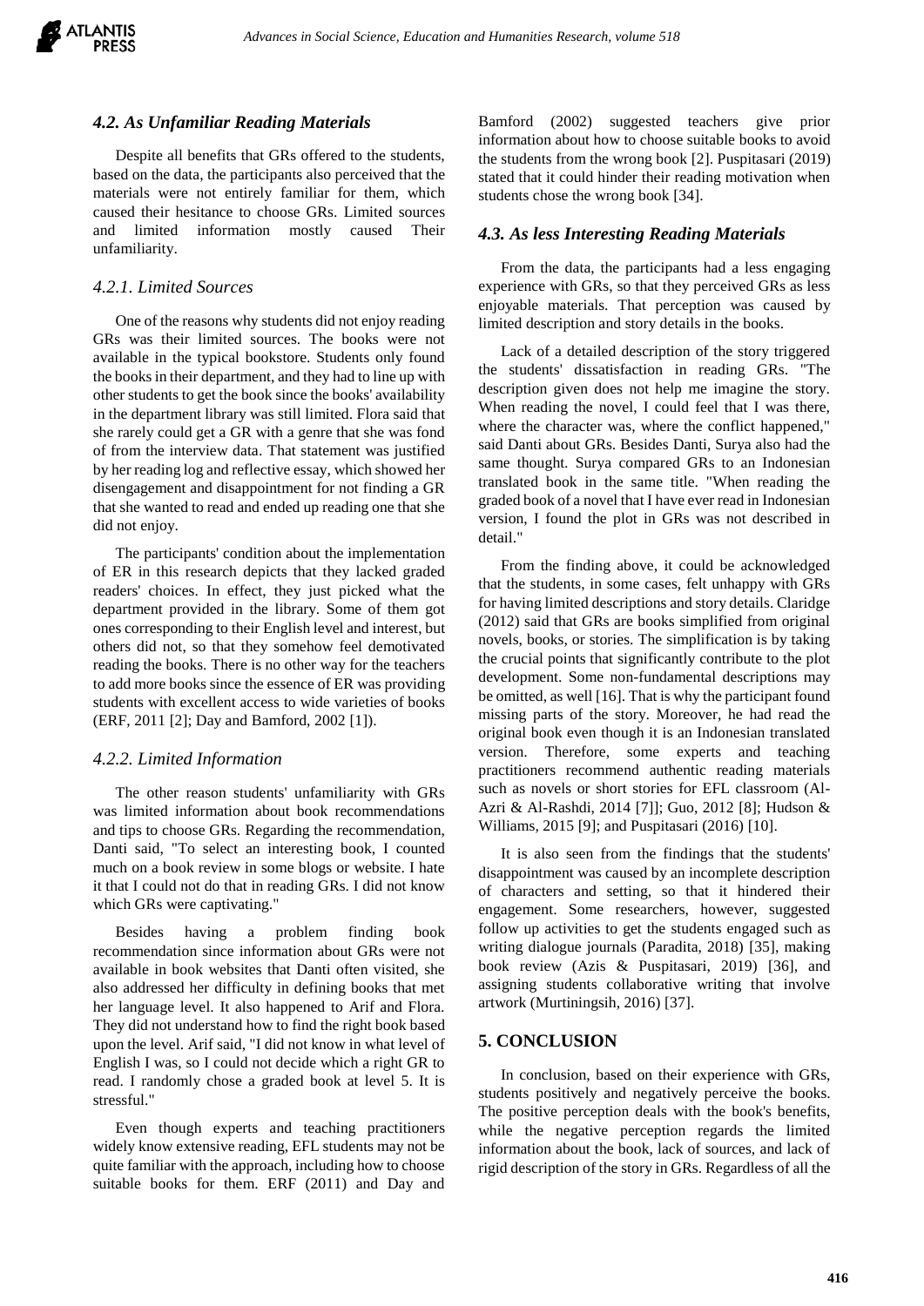### 4.2. As Unfamiliar Reading Materials

Despite all benefits that GRs offered to the students, based on the data, the participants also perceived that the materials were not entirely familiar for them, which caused their hesitance to choose GRs. Limited sources and limited information mostly caused Their unfamiliarity.

#### 4.2.1. Limited Sources

One of the reasons why students did not enjoy reading GRs was their limited sources. The books were not available in the typical bookstore. Students only found the books in their department, and they had to line up with other students to get the book since the books' availability in the department library was still limited. Flora said that she rarely could get a GR with a genre that she was fond of from the interview data. That statement was justified by her reading log and reflective essay, which showed her disengagement and disappointment for not finding a GR that she wanted to read and ended up reading one that she did not enjoy.

The participants' condition about the implementation of ER in this research depicts that they lacked graded readers' choices. In effect, they just picked what the department provided in the library. Some of them got ones corresponding to their English level and interest, but others did not, so that they somehow feel demotivated reading the books. There is no other way for the teachers to add more books since the essence of ER was providing students with excellent access to wide varieties of books (ERF, 2011 [2]; Day and Bamford, 2002 [1]).

#### 4.2.2. Limited Information

The other reason students' unfamiliarity with GRs was limited information about book recommendations and tips to choose GRs. Regarding the recommendation, Danti said, "To select an interesting book, I counted much on a book review in some blogs or website. I hate it that I could not do that in reading GRs. I did not know which GRs were captivating."

Besides having a problem finding book recommendation since information about GRs were not available in book websites that Danti often visited, she also addressed her difficulty in defining books that met her language level. It also happened to Arif and Flora. They did not understand how to find the right book based upon the level. Arif said, "I did not know in what level of English I was, so I could not decide which a right GR to read. I randomly chose a graded book at level 5. It is stressful."

Even though experts and teaching practitioners widely know extensive reading, EFL students may not be quite familiar with the approach, including how to choose suitable books for them. ERF (2011) and Day and Bamford (2002) suggested teachers give prior information about how to choose suitable books to avoid the students from the wrong book [2]. Puspitasari (2019) stated that it could hinder their reading motivation when students chose the wrong book [34].

### 4.3. As less Interesting Reading Materials

From the data, the participants had a less engaging experience with GRs, so that they perceived GRs as less enjoyable materials. That perception was caused by limited description and story details in the books.

Lack of a detailed description of the story triggered the students' dissatisfaction in reading GRs. "The description given does not help me imagine the story. When reading the novel, I could feel that I was there, where the character was, where the conflict happened," said Danti about GRs. Besides Danti, Surya also had the same thought. Surya compared GRs to an Indonesian translated book in the same title. "When reading the graded book of a novel that I have ever read in Indonesian version, I found the plot in GRs was not described in detail."

From the finding above, it could be acknowledged that the students, in some cases, felt unhappy with GRs for having limited descriptions and story details. Claridge (2012) said that GRs are books simplified from original novels, books, or stories. The simplification is by taking the crucial points that significantly contribute to the plot development. Some non-fundamental descriptions may be omitted, as well [16]. That is why the participant found missing parts of the story. Moreover, he had read the original book even though it is an Indonesian translated version. Therefore, some experts and teaching practitioners recommend authentic reading materials such as novels or short stories for EFL classroom (Al-Azri & Al-Rashdi, 2014 [7]]; Guo, 2012 [8]; Hudson & Williams, 2015 [9]; and Puspitasari (2016) [10].

It is also seen from the findings that the students' disappointment was caused by an incomplete description of characters and setting, so that it hindered their engagement. Some researchers, however, suggested follow up activities to get the students engaged such as writing dialogue journals (Paradita, 2018) [35], making book review (Azis & Puspitasari, 2019) [36], and assigning students collaborative writing that involve artwork (Murtiningsih, 2016) [37].

## 5. CONCLUSION

In conclusion, based on their experience with GRs, students positively and negatively perceive the books. The positive perception deals with the book's benefits, while the negative perception regards the limited information about the book, lack of sources, and lack of rigid description of the story in GRs. Regardless of all the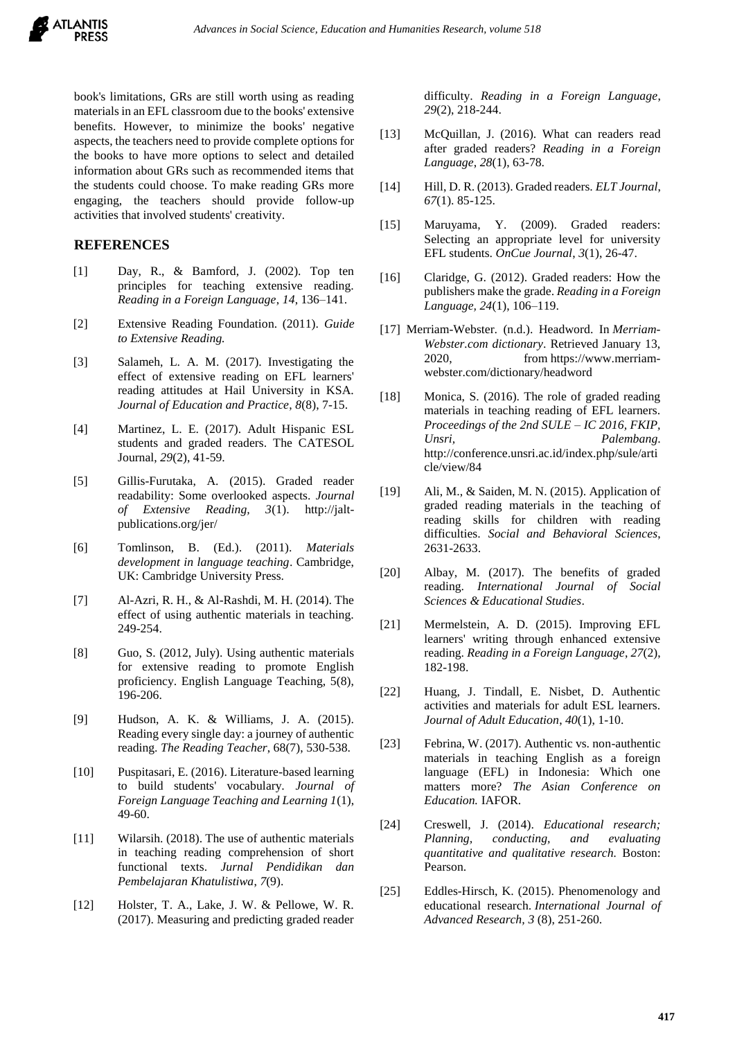book's limitations, GRs are still worth using as reading materials in an EFL classroom due to the books' extensive benefits. However, to minimize the books' negative aspects, the teachers need to provide complete options for the books to have more options to select and detailed information about GRs such as recommended items that the students could choose. To make reading GRs more engaging, the teachers should provide follow-up activities that involved students' creativity.

## REFERENCES

[1] Day, R., & Bamford, J. (2002). Top ten principles for teaching extensive reading. *Reading in a Foreign Language*, *14*, 136–141.

[2] Extensive Reading Foundation. (2011). *Guide to Extensive Reading.*

[3] Salameh, L. A. M. (2017). Investigating the effect of extensive reading on EFL learners' reading attitudes at Hail University in KSA. *Journal of Education and Practice*, *8*(8), 7-15.

[4] Martinez, L. E. (2017). Adult Hispanic ESL students and graded readers. The CATESOL Journal, *29*(2), 41-59.

[5] Gillis-Furutaka, A. (2015). Graded reader readability: Some overlooked aspects. *Journal of Extensive Reading, 3*(1). http://jalt-publications.org/jer/

[6] Tomlinson, B. (Ed.). (2011). *Materials development in language teaching*. Cambridge, UK: Cambridge University Press.

[7] Al-Azri, R. H., & Al-Rashdi, M. H. (2014). The effect of using authentic materials in teaching. 249-254.

[8] Guo, S. (2012, July). Using authentic materials for extensive reading to promote English proficiency. English Language Teaching, 5(8), 196-206.

[9] Hudson, A. K. & Williams, J. A. (2015). Reading every single day: a journey of authentic reading. *The Reading Teacher*, 68(7), 530-538.

[10] Puspitasari, E. (2016). Literature-based learning to build students' vocabulary. *Journal of Foreign Language Teaching and Learning 1*(1), 49-60.

[11] Wilarsih. (2018). The use of authentic materials in teaching reading comprehension of short functional texts. *Jurnal Pendidikan dan Pembelajaran Khatulistiwa, 7*(9).

[12] Holster, T. A., Lake, J. W. & Pellowe, W. R. (2017). Measuring and predicting graded reader difficulty. *Reading in a Foreign Language*, *29*(2), 218-244.

[13] McQuillan, J. (2016). What can readers read after graded readers? *Reading in a Foreign Language*, *28*(1), 63-78.

[14] Hill, D. R. (2013). Graded readers. *ELT Journal, 67*(1). 85-125.

[15] Maruyama, Y. (2009). Graded readers: Selecting an appropriate level for university EFL students. *OnCue Journal*, *3*(1), 26-47.

[16] Claridge, G. (2012). Graded readers: How the publishers make the grade. *Reading in a Foreign Language, 24*(1), 106–119.

[17] Merriam-Webster. (n.d.). Headword. In *Merriam-Webster.com dictionary*. Retrieved January 13, 2020, from https://www.merriam-webster.com/dictionary/headword

[18] Monica, S. (2016). The role of graded reading materials in teaching reading of EFL learners. *Proceedings of the 2nd SULE – IC 2016, FKIP, Unsri, Palembang*. http://conference.unsri.ac.id/index.php/sule/article/view/84

[19] Ali, M., & Saiden, M. N. (2015). Application of graded reading materials in the teaching of reading skills for children with reading difficulties. *Social and Behavioral Sciences*, 2631-2633.

[20] Albay, M. (2017). The benefits of graded reading. *International Journal of Social Sciences & Educational Studies*.

[21] Mermelstein, A. D. (2015). Improving EFL learners' writing through enhanced extensive reading. *Reading in a Foreign Language*, *27*(2), 182-198.

[22] Huang, J. Tindall, E. Nisbet, D. Authentic activities and materials for adult ESL learners. *Journal of Adult Education*, *40*(1), 1-10.

[23] Febrina, W. (2017). Authentic vs. non-authentic materials in teaching English as a foreign language (EFL) in Indonesia: Which one matters more? *The Asian Conference on Education.* IAFOR.

[24] Creswell, J. (2014). *Educational research; Planning, conducting, and evaluating quantitative and qualitative research.* Boston: Pearson.

[25] Eddles-Hirsch, K. (2015). Phenomenology and educational research. *International Journal of Advanced Research, 3* (8), 251-260.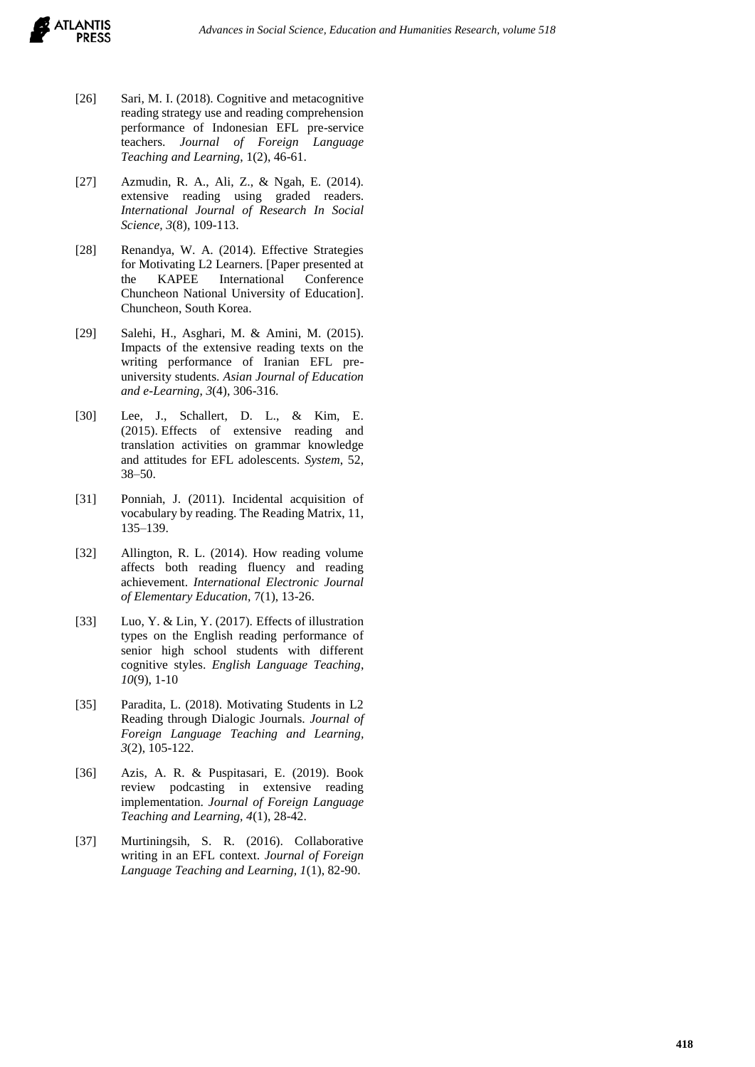[26] Sari, M. I. (2018). Cognitive and metacognitive reading strategy use and reading comprehension performance of Indonesian EFL pre-service teachers. *Journal of Foreign Language Teaching and Learning*, 1(2), 46-61.

[27] Azmudin, R. A., Ali, Z., & Ngah, E. (2014). extensive reading using graded readers. *International Journal of Research In Social Science*, *3*(8), 109-113.

[28] Renandya, W. A. (2014). Effective Strategies for Motivating L2 Learners. [Paper presented at the KAPEE International Conference Chuncheon National University of Education]. Chuncheon, South Korea.

[29] Salehi, H., Asghari, M. & Amini, M. (2015). Impacts of the extensive reading texts on the writing performance of Iranian EFL pre-university students. *Asian Journal of Education and e-Learning*, *3*(4), 306-316.

[30] Lee, J., Schallert, D. L., & Kim, E. (2015). Effects of extensive reading and translation activities on grammar knowledge and attitudes for EFL adolescents. *System*, 52, 38–50.

[31] Ponniah, J. (2011). Incidental acquisition of vocabulary by reading. The Reading Matrix, 11, 135–139.

[32] Allington, R. L. (2014). How reading volume affects both reading fluency and reading achievement. *International Electronic Journal of Elementary Education*, 7(1), 13-26.

[33] Luo, Y. & Lin, Y. (2017). Effects of illustration types on the English reading performance of senior high school students with different cognitive styles. *English Language Teaching*, *10*(9), 1-10

[35] Paradita, L. (2018). Motivating Students in L2 Reading through Dialogic Journals. *Journal of Foreign Language Teaching and Learning*, *3*(2), 105-122.

[36] Azis, A. R. & Puspitasari, E. (2019). Book review podcasting in extensive reading implementation. *Journal of Foreign Language Teaching and Learning*, *4*(1), 28-42.

[37] Murtiningsih, S. R. (2016). Collaborative writing in an EFL context. *Journal of Foreign Language Teaching and Learning*, *1*(1), 82-90.